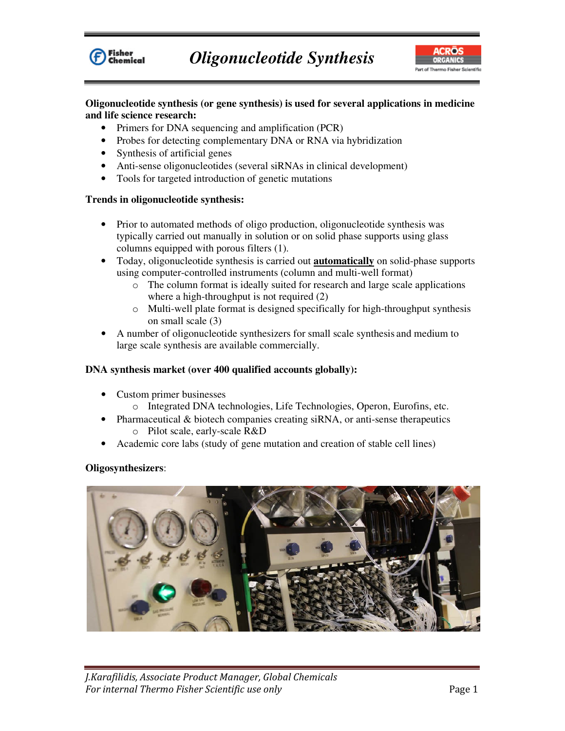# Oligonucleotide Synthesis

**Oligonucleotide synthesis (or gene synthesis) is used for several applications in medicine and life science research:**

- Primers for DNA sequencing and amplification (PCR)
- Probes for detecting complementary DNA or RNA via hybridization
- Synthesis of artificial genes
- Anti-sense oligonucleotides (several siRNAs in clinical development)
- Tools for targeted introduction of genetic mutations

**Trends in oligonucleotide synthesis:**

- Prior to automated methods of oligo production, oligonucleotide synthesis was typically carried out manually in solution or on solid phase supports using glass columns equipped with porous filters (1).
- Today, oligonucleotide synthesis is carried out **automatically** on solid-phase supports using computer-controlled instruments (column and multi-well format)
  - The column format is ideally suited for research and large scale applications where a high-throughput is not required (2)
  - Multi-well plate format is designed specifically for high-throughput synthesis on small scale (3)
- A number of oligonucleotide synthesizers for small scale synthesis and medium to large scale synthesis are available commercially.

**DNA synthesis market (over 400 qualified accounts globally):**

- Custom primer businesses
  - Integrated DNA technologies, Life Technologies, Operon, Eurofins, etc.
- Pharmaceutical & biotech companies creating siRNA, or anti-sense therapeutics
  - Pilot scale, early-scale R&D
- Academic core labs (study of gene mutation and creation of stable cell lines)

**Oligosynthesizers**:

*J.Karafilidis, Associate Product Manager, Global Chemicals*
*For internal Thermo Fisher Scientific use only*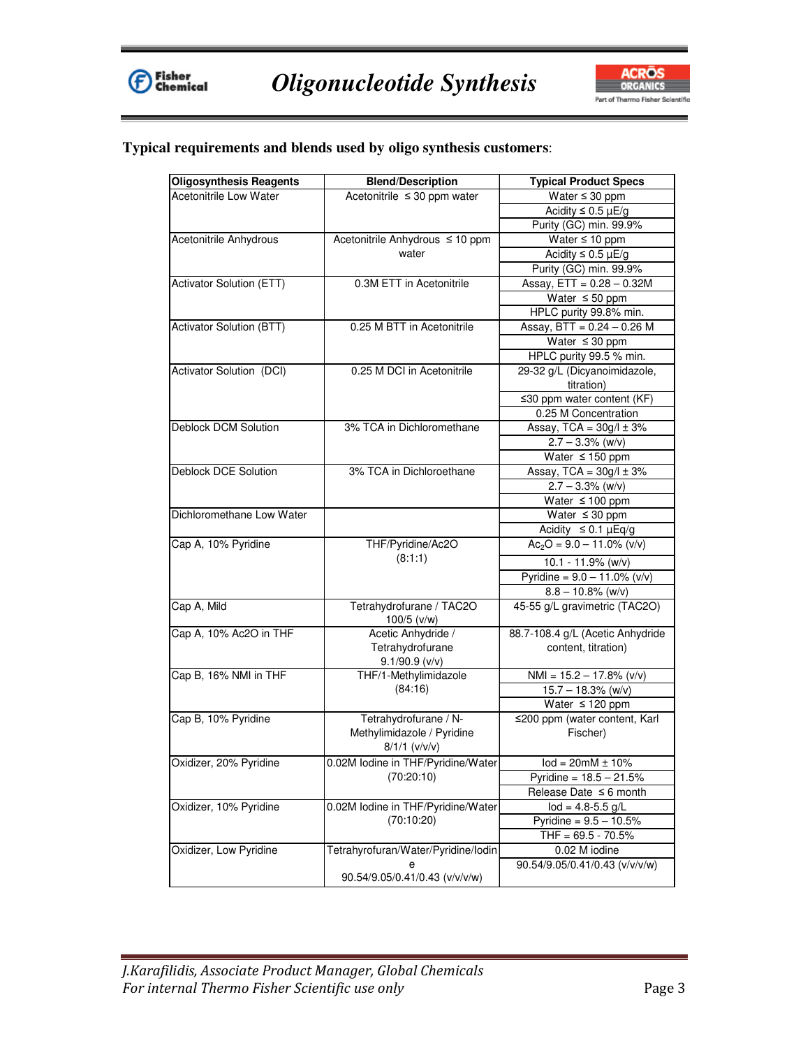**Typical requirements and blends used by oligo synthesis customers**:

| Oligosynthesis Reagents | Blend/Description | Typical Product Specs |
|---|---|---|
| Acetonitrile Low Water | Acetonitrile ≤ 30 ppm water | Water ≤ 30 ppm |
| | | Acidity ≤ 0.5 µE/g |
| | | Purity (GC) min. 99.9% |
| Acetonitrile Anhydrous | Acetonitrile Anhydrous ≤ 10 ppm water | Water ≤ 10 ppm |
| | | Acidity ≤ 0.5 µE/g |
| | | Purity (GC) min. 99.9% |
| Activator Solution (ETT) | 0.3M ETT in Acetonitrile | Assay, ETT = 0.28 – 0.32M |
| | | Water ≤ 50 ppm |
| | | HPLC purity 99.8% min. |
| Activator Solution (BTT) | 0.25 M BTT in Acetonitrile | Assay, BTT = 0.24 – 0.26 M |
| | | Water ≤ 30 ppm |
| | | HPLC purity 99.5 % min. |
| Activator Solution (DCI) | 0.25 M DCI in Acetonitrile | 29-32 g/L (Dicyanoimidazole, titration) |
| | | ≤30 ppm water content (KF) |
| | | 0.25 M Concentration |
| Deblock DCM Solution | 3% TCA in Dichloromethane | Assay, TCA = 30g/l ± 3% |
| | | 2.7 – 3.3% (w/v) |
| | | Water ≤ 150 ppm |
| Deblock DCE Solution | 3% TCA in Dichloroethane | Assay, TCA = 30g/l ± 3% |
| | | 2.7 – 3.3% (w/v) |
| | | Water ≤ 100 ppm |
| Dichloromethane Low Water | | Water ≤ 30 ppm |
| | | Acidity ≤ 0.1 µEq/g |
| Cap A, 10% Pyridine | THF/Pyridine/Ac2O (8:1:1) | $Ac_2O$ = 9.0 – 11.0% (v/v) |
| | | 10.1 - 11.9% (w/v) |
| | | Pyridine = 9.0 – 11.0% (v/v) |
| | | 8.8 – 10.8% (w/v) |
| Cap A, Mild | Tetrahydrofurane / TAC2O 100/5 (v/w) | 45-55 g/L gravimetric (TAC2O) |
| Cap A, 10% Ac2O in THF | Acetic Anhydride / Tetrahydrofurane 9.1/90.9 (v/v) | 88.7-108.4 g/L (Acetic Anhydride content, titration) |
| Cap B, 16% NMI in THF | THF/1-Methylimidazole (84:16) | NMI = 15.2 – 17.8% (v/v) |
| | | 15.7 – 18.3% (w/v) |
| | | Water ≤ 120 ppm |
| Cap B, 10% Pyridine | Tetrahydrofurane / N-Methylimidazole / Pyridine 8/1/1 (v/v/v) | ≤200 ppm (water content, Karl Fischer) |
| Oxidizer, 20% Pyridine | 0.02M Iodine in THF/Pyridine/Water (70:20:10) | Iod = 20mM ± 10% |
| | | Pyridine = 18.5 – 21.5% |
| | | Release Date ≤ 6 month |
| Oxidizer, 10% Pyridine | 0.02M Iodine in THF/Pyridine/Water (70:10:20) | Iod = 4.8-5.5 g/L |
| | | Pyridine = 9.5 – 10.5% |
| | | THF = 69.5 - 70.5% |
| Oxidizer, Low Pyridine | Tetrahyrofuran/Water/Pyridine/Iodine 90.54/9.05/0.41/0.43 (v/v/v/w) | 0.02 M iodine |
| | | 90.54/9.05/0.41/0.43 (v/v/v/w) |

*J.Karafilidis, Associate Product Manager, Global Chemicals*
*For internal Thermo Fisher Scientific use only*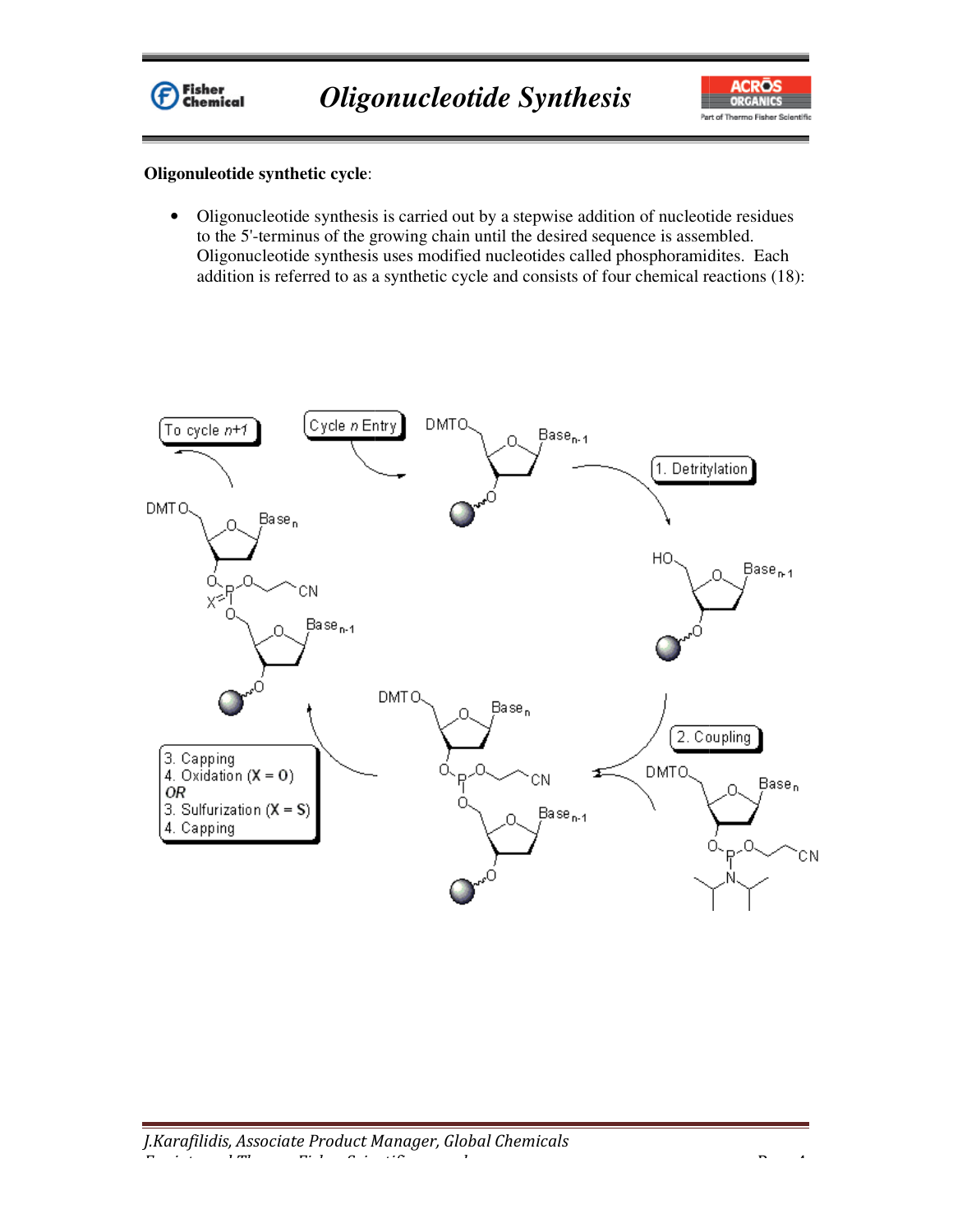**Oligonuleotide synthetic cycle**:

- Oligonucleotide synthesis is carried out by a stepwise addition of nucleotide residues to the 5'-terminus of the growing chain until the desired sequence is assembled. Oligonucleotide synthesis uses modified nucleotides called phosphoramidites. Each addition is referred to as a synthetic cycle and consists of four chemical reactions (18):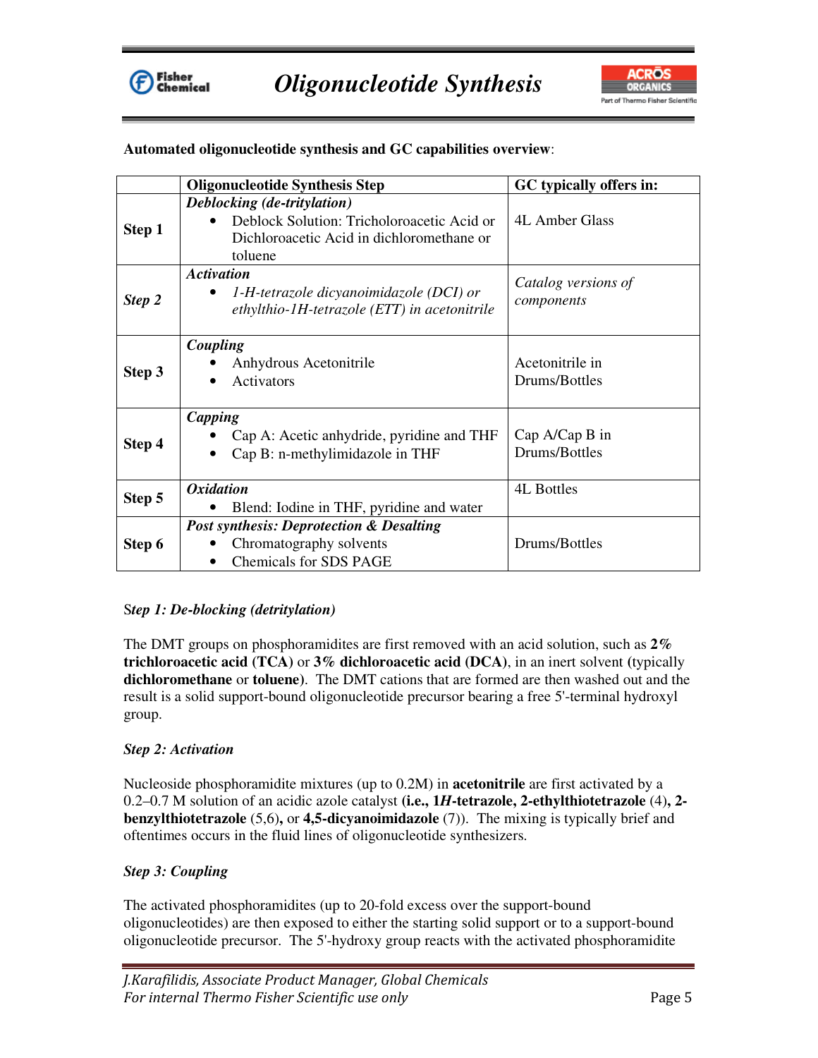**Automated oligonucleotide synthesis and GC capabilities overview**:

| | Oligonucleotide Synthesis Step | GC typically offers in: |
|---|---|---|
| Step 1 | ***Deblocking (de-tritylation)*** <br>• Deblock Solution: Tricholoroacetic Acid or Dichloroacetic Acid in dichloromethane or toluene | 4L Amber Glass |
| *Step 2* | ***Activation*** <br>• *1-H-tetrazole dicyanoimidazole (DCI) or ethylthio-1H-tetrazole (ETT) in acetonitrile* | *Catalog versions of components* |
| Step 3 | ***Coupling*** <br>• Anhydrous Acetonitrile <br>• Activators | Acetonitrile in Drums/Bottles |
| Step 4 | ***Capping*** <br>• Cap A: Acetic anhydride, pyridine and THF <br>• Cap B: n-methylimidazole in THF | Cap A/Cap B in Drums/Bottles |
| Step 5 | ***Oxidation*** <br>• Blend: Iodine in THF, pyridine and water | 4L Bottles |
| Step 6 | ***Post synthesis: Deprotection & Desalting*** <br>• Chromatography solvents <br>• Chemicals for SDS PAGE | Drums/Bottles |

### *Step 1: De-blocking (detritylation)*

The DMT groups on phosphoramidites are first removed with an acid solution, such as **2% trichloroacetic acid (TCA)** or **3% dichloroacetic acid (DCA)**, in an inert solvent (typically **dichloromethane** or **toluene**). The DMT cations that are formed are then washed out and the result is a solid support-bound oligonucleotide precursor bearing a free 5'-terminal hydroxyl group.

### *Step 2: Activation*

Nucleoside phosphoramidite mixtures (up to 0.2M) in **acetonitrile** are first activated by a 0.2–0.7 M solution of an acidic azole catalyst **(i.e., 1*H*-tetrazole, 2-ethylthiotetrazole** (4)**, 2-benzylthiotetrazole** (5,6)**,** or **4,5-dicyanoimidazole** (7)). The mixing is typically brief and oftentimes occurs in the fluid lines of oligonucleotide synthesizers.

### *Step 3: Coupling*

The activated phosphoramidites (up to 20-fold excess over the support-bound oligonucleotides) are then exposed to either the starting solid support or to a support-bound oligonucleotide precursor. The 5'-hydroxy group reacts with the activated phosphoramidite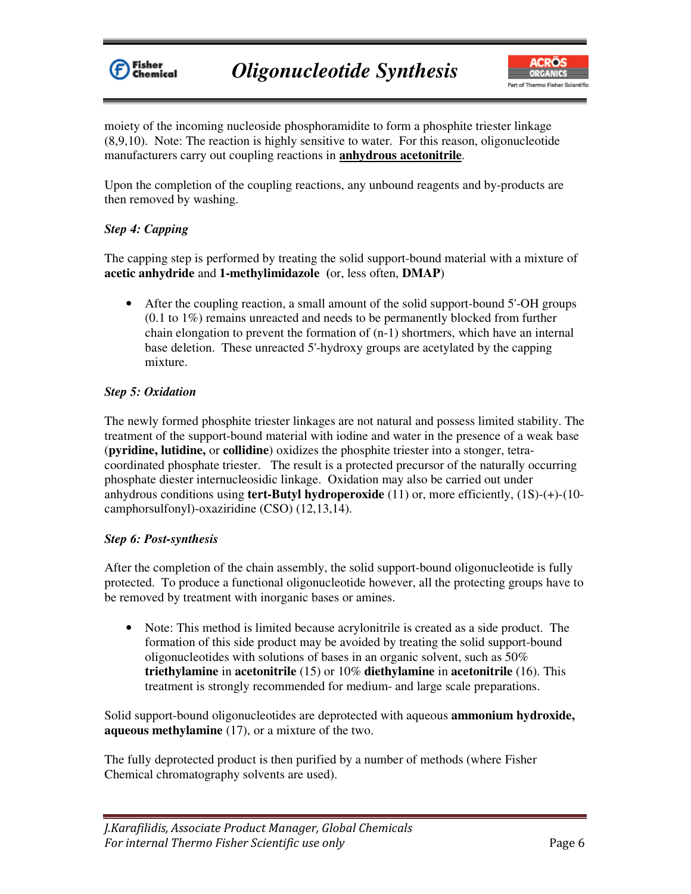moiety of the incoming nucleoside phosphoramidite to form a phosphite triester linkage (8,9,10). Note: The reaction is highly sensitive to water. For this reason, oligonucleotide manufacturers carry out coupling reactions in **anhydrous acetonitrile**.

Upon the completion of the coupling reactions, any unbound reagents and by-products are then removed by washing.

### *Step 4: Capping*

The capping step is performed by treating the solid support-bound material with a mixture of **acetic anhydride** and **1-methylimidazole** (or, less often, **DMAP**)

- After the coupling reaction, a small amount of the solid support-bound 5'-OH groups (0.1 to 1%) remains unreacted and needs to be permanently blocked from further chain elongation to prevent the formation of (n-1) shortmers, which have an internal base deletion. These unreacted 5'-hydroxy groups are acetylated by the capping mixture.

### *Step 5: Oxidation*

The newly formed phosphite triester linkages are not natural and possess limited stability. The treatment of the support-bound material with iodine and water in the presence of a weak base (**pyridine, lutidine,** or **collidine**) oxidizes the phosphite triester into a stonger, tetra-coordinated phosphate triester. The result is a protected precursor of the naturally occurring phosphate diester internucleosidic linkage. Oxidation may also be carried out under anhydrous conditions using **tert-Butyl hydroperoxide** (11) or, more efficiently, (1S)-(+)-(10-camphorsulfonyl)-oxaziridine (CSO) (12,13,14).

### *Step 6: Post-synthesis*

After the completion of the chain assembly, the solid support-bound oligonucleotide is fully protected. To produce a functional oligonucleotide however, all the protecting groups have to be removed by treatment with inorganic bases or amines.

- Note: This method is limited because acrylonitrile is created as a side product. The formation of this side product may be avoided by treating the solid support-bound oligonucleotides with solutions of bases in an organic solvent, such as 50% **triethylamine** in **acetonitrile** (15) or 10% **diethylamine** in **acetonitrile** (16). This treatment is strongly recommended for medium- and large scale preparations.

Solid support-bound oligonucleotides are deprotected with aqueous **ammonium hydroxide, aqueous methylamine** (17), or a mixture of the two.

The fully deprotected product is then purified by a number of methods (where Fisher Chemical chromatography solvents are used).

*J.Karafilidis, Associate Product Manager, Global Chemicals*
*For internal Thermo Fisher Scientific use only*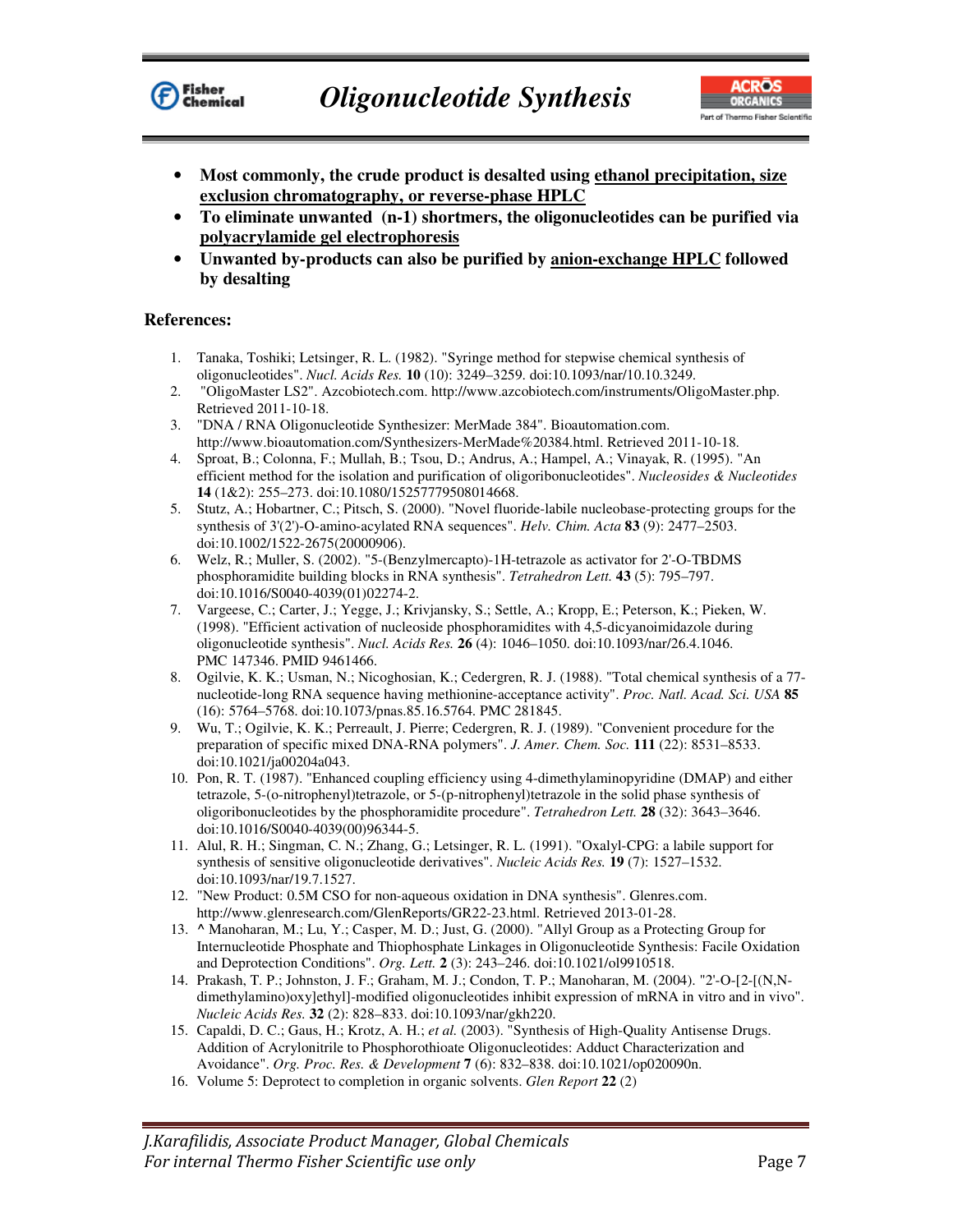- **Most commonly, the crude product is desalted using <u>ethanol precipitation, size exclusion chromatography, or reverse-phase HPLC</u>**
- **To eliminate unwanted (n-1) shortmers, the oligonucleotides can be purified via <u>polyacrylamide gel electrophoresis</u>**
- **Unwanted by-products can also be purified by <u>anion-exchange HPLC</u> followed by desalting**

**References:**

1. Tanaka, Toshiki; Letsinger, R. L. (1982). "Syringe method for stepwise chemical synthesis of oligonucleotides". *Nucl. Acids Res.* **10** (10): 3249–3259. doi:10.1093/nar/10.10.3249.
2. "OligoMaster LS2". Azcobiotech.com. http://www.azcobiotech.com/instruments/OligoMaster.php. Retrieved 2011-10-18.
3. "DNA / RNA Oligonucleotide Synthesizer: MerMade 384". Bioautomation.com. http://www.bioautomation.com/Synthesizers-MerMade%20384.html. Retrieved 2011-10-18.
4. Sproat, B.; Colonna, F.; Mullah, B.; Tsou, D.; Andrus, A.; Hampel, A.; Vinayak, R. (1995). "An efficient method for the isolation and purification of oligoribonucleotides". *Nucleosides & Nucleotides* **14** (1&2): 255–273. doi:10.1080/15257779508014668.
5. Stutz, A.; Hobartner, C.; Pitsch, S. (2000). "Novel fluoride-labile nucleobase-protecting groups for the synthesis of 3'(2')-O-amino-acylated RNA sequences". *Helv. Chim. Acta* **83** (9): 2477–2503. doi:10.1002/1522-2675(20000906).
6. Welz, R.; Muller, S. (2002). "5-(Benzylmercapto)-1H-tetrazole as activator for 2'-O-TBDMS phosphoramidite building blocks in RNA synthesis". *Tetrahedron Lett.* **43** (5): 795–797. doi:10.1016/S0040-4039(01)02274-2.
7. Vargeese, C.; Carter, J.; Yegge, J.; Krivjansky, S.; Settle, A.; Kropp, E.; Peterson, K.; Pieken, W. (1998). "Efficient activation of nucleoside phosphoramidites with 4,5-dicyanoimidazole during oligonucleotide synthesis". *Nucl. Acids Res.* **26** (4): 1046–1050. doi:10.1093/nar/26.4.1046. PMC 147346. PMID 9461466.
8. Ogilvie, K. K.; Usman, N.; Nicoghosian, K.; Cedergren, R. J. (1988). "Total chemical synthesis of a 77-nucleotide-long RNA sequence having methionine-acceptance activity". *Proc. Natl. Acad. Sci. USA* **85** (16): 5764–5768. doi:10.1073/pnas.85.16.5764. PMC 281845.
9. Wu, T.; Ogilvie, K. K.; Perreault, J. Pierre; Cedergren, R. J. (1989). "Convenient procedure for the preparation of specific mixed DNA-RNA polymers". *J. Amer. Chem. Soc.* **111** (22): 8531–8533. doi:10.1021/ja00204a043.
10. Pon, R. T. (1987). "Enhanced coupling efficiency using 4-dimethylaminopyridine (DMAP) and either tetrazole, 5-(o-nitrophenyl)tetrazole, or 5-(p-nitrophenyl)tetrazole in the solid phase synthesis of oligoribonucleotides by the phosphoramidite procedure". *Tetrahedron Lett.* **28** (32): 3643–3646. doi:10.1016/S0040-4039(00)96344-5.
11. Alul, R. H.; Singman, C. N.; Zhang, G.; Letsinger, R. L. (1991). "Oxalyl-CPG: a labile support for synthesis of sensitive oligonucleotide derivatives". *Nucleic Acids Res.* **19** (7): 1527–1532. doi:10.1093/nar/19.7.1527.
12. "New Product: 0.5M CSO for non-aqueous oxidation in DNA synthesis". Glenres.com. http://www.glenresearch.com/GlenReports/GR22-23.html. Retrieved 2013-01-28.
13. ^ Manoharan, M.; Lu, Y.; Casper, M. D.; Just, G. (2000). "Allyl Group as a Protecting Group for Internucleotide Phosphate and Thiophosphate Linkages in Oligonucleotide Synthesis: Facile Oxidation and Deprotection Conditions". *Org. Lett.* **2** (3): 243–246. doi:10.1021/ol9910518.
14. Prakash, T. P.; Johnston, J. F.; Graham, M. J.; Condon, T. P.; Manoharan, M. (2004). "2'-O-[2-[(N,N-dimethylamino)oxy]ethyl]-modified oligonucleotides inhibit expression of mRNA in vitro and in vivo". *Nucleic Acids Res.* **32** (2): 828–833. doi:10.1093/nar/gkh220.
15. Capaldi, D. C.; Gaus, H.; Krotz, A. H.; *et al.* (2003). "Synthesis of High-Quality Antisense Drugs. Addition of Acrylonitrile to Phosphorothioate Oligonucleotides: Adduct Characterization and Avoidance". *Org. Proc. Res. & Development* **7** (6): 832–838. doi:10.1021/op020090n.
16. Volume 5: Deprotect to completion in organic solvents. *Glen Report* **22** (2)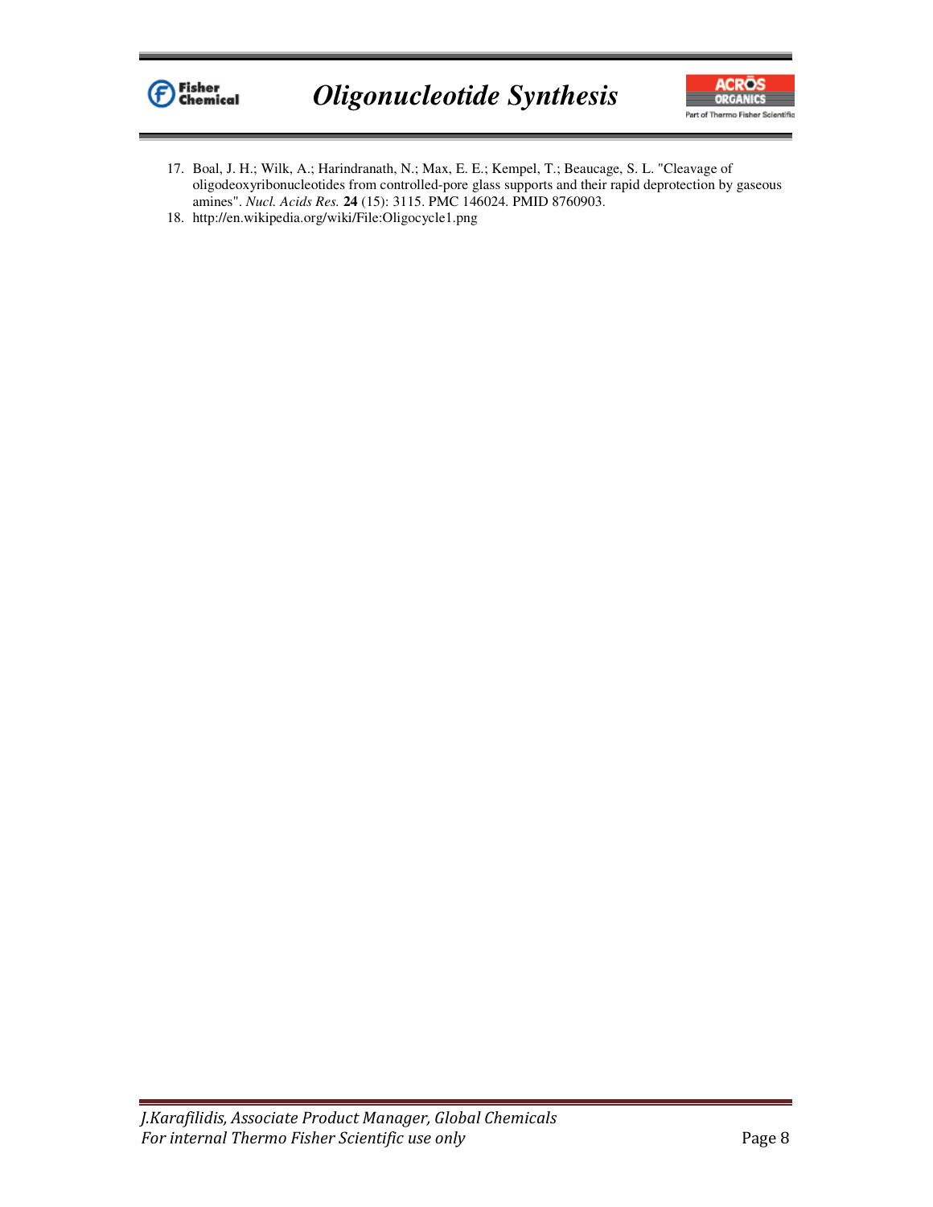17. Boal, J. H.; Wilk, A.; Harindranath, N.; Max, E. E.; Kempel, T.; Beaucage, S. L. "Cleavage of oligodeoxyribonucleotides from controlled-pore glass supports and their rapid deprotection by gaseous amines". *Nucl. Acids Res.* **24** (15): 3115. PMC 146024. PMID 8760903.
18. http://en.wikipedia.org/wiki/File:Oligocycle1.png